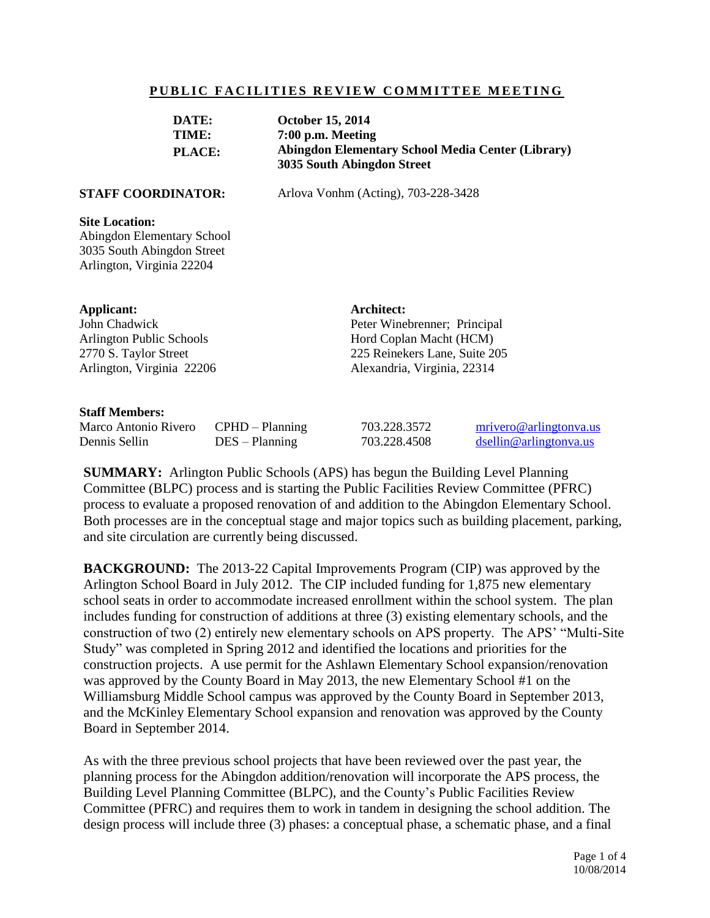## PUBLIC FACILITIES REVIEW COMMITTEE MEETING

**DATE:** **October 15, 2014**
**TIME:** **7:00 p.m. Meeting**
**PLACE:** **Abingdon Elementary School Media Center (Library)**
**3035 South Abingdon Street**

**STAFF COORDINATOR:** Arlova Vonhm (Acting), 703-228-3428

**Site Location:**
Abingdon Elementary School
3035 South Abingdon Street
Arlington, Virginia 22204

**Applicant:**
John Chadwick
Arlington Public Schools
2770 S. Taylor Street
Arlington, Virginia 22206

**Architect:**
Peter Winebrenner; Principal
Hord Coplan Macht (HCM)
225 Reinekers Lane, Suite 205
Alexandria, Virginia, 22314

**Staff Members:**

| | | | |
|---|---|---|---|
| Marco Antonio Rivero | CPHD – Planning | 703.228.3572 | mrivero@arlingtonva.us |
| Dennis Sellin | DES – Planning | 703.228.4508 | dsellin@arlingtonva.us |

**SUMMARY:** Arlington Public Schools (APS) has begun the Building Level Planning Committee (BLPC) process and is starting the Public Facilities Review Committee (PFRC) process to evaluate a proposed renovation of and addition to the Abingdon Elementary School. Both processes are in the conceptual stage and major topics such as building placement, parking, and site circulation are currently being discussed.

**BACKGROUND:** The 2013-22 Capital Improvements Program (CIP) was approved by the Arlington School Board in July 2012. The CIP included funding for 1,875 new elementary school seats in order to accommodate increased enrollment within the school system. The plan includes funding for construction of additions at three (3) existing elementary schools, and the construction of two (2) entirely new elementary schools on APS property. The APS' "Multi-Site Study" was completed in Spring 2012 and identified the locations and priorities for the construction projects. A use permit for the Ashlawn Elementary School expansion/renovation was approved by the County Board in May 2013, the new Elementary School #1 on the Williamsburg Middle School campus was approved by the County Board in September 2013, and the McKinley Elementary School expansion and renovation was approved by the County Board in September 2014.

As with the three previous school projects that have been reviewed over the past year, the planning process for the Abingdon addition/renovation will incorporate the APS process, the Building Level Planning Committee (BLPC), and the County's Public Facilities Review Committee (PFRC) and requires them to work in tandem in designing the school addition. The design process will include three (3) phases: a conceptual phase, a schematic phase, and a final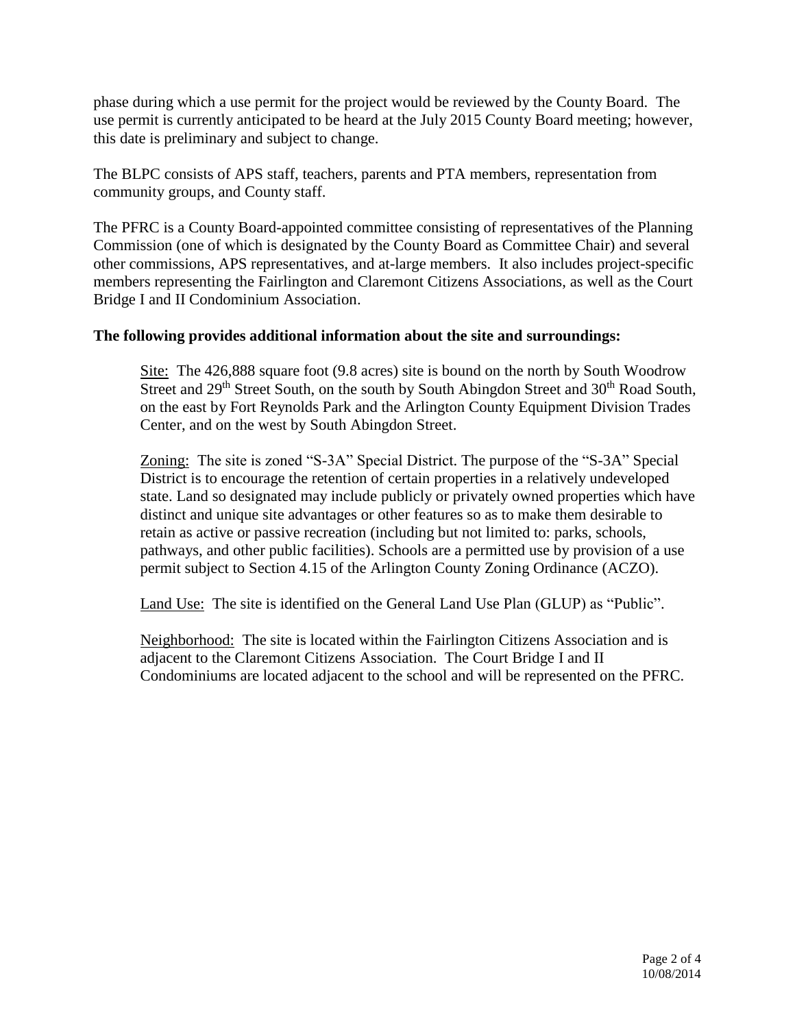phase during which a use permit for the project would be reviewed by the County Board. The use permit is currently anticipated to be heard at the July 2015 County Board meeting; however, this date is preliminary and subject to change.

The BLPC consists of APS staff, teachers, parents and PTA members, representation from community groups, and County staff.

The PFRC is a County Board-appointed committee consisting of representatives of the Planning Commission (one of which is designated by the County Board as Committee Chair) and several other commissions, APS representatives, and at-large members. It also includes project-specific members representing the Fairlington and Claremont Citizens Associations, as well as the Court Bridge I and II Condominium Association.

**The following provides additional information about the site and surroundings:**

Site: The 426,888 square foot (9.8 acres) site is bound on the north by South Woodrow Street and 29th Street South, on the south by South Abingdon Street and 30th Road South, on the east by Fort Reynolds Park and the Arlington County Equipment Division Trades Center, and on the west by South Abingdon Street.

Zoning: The site is zoned "S-3A" Special District. The purpose of the "S-3A" Special District is to encourage the retention of certain properties in a relatively undeveloped state. Land so designated may include publicly or privately owned properties which have distinct and unique site advantages or other features so as to make them desirable to retain as active or passive recreation (including but not limited to: parks, schools, pathways, and other public facilities). Schools are a permitted use by provision of a use permit subject to Section 4.15 of the Arlington County Zoning Ordinance (ACZO).

Land Use: The site is identified on the General Land Use Plan (GLUP) as "Public".

Neighborhood: The site is located within the Fairlington Citizens Association and is adjacent to the Claremont Citizens Association. The Court Bridge I and II Condominiums are located adjacent to the school and will be represented on the PFRC.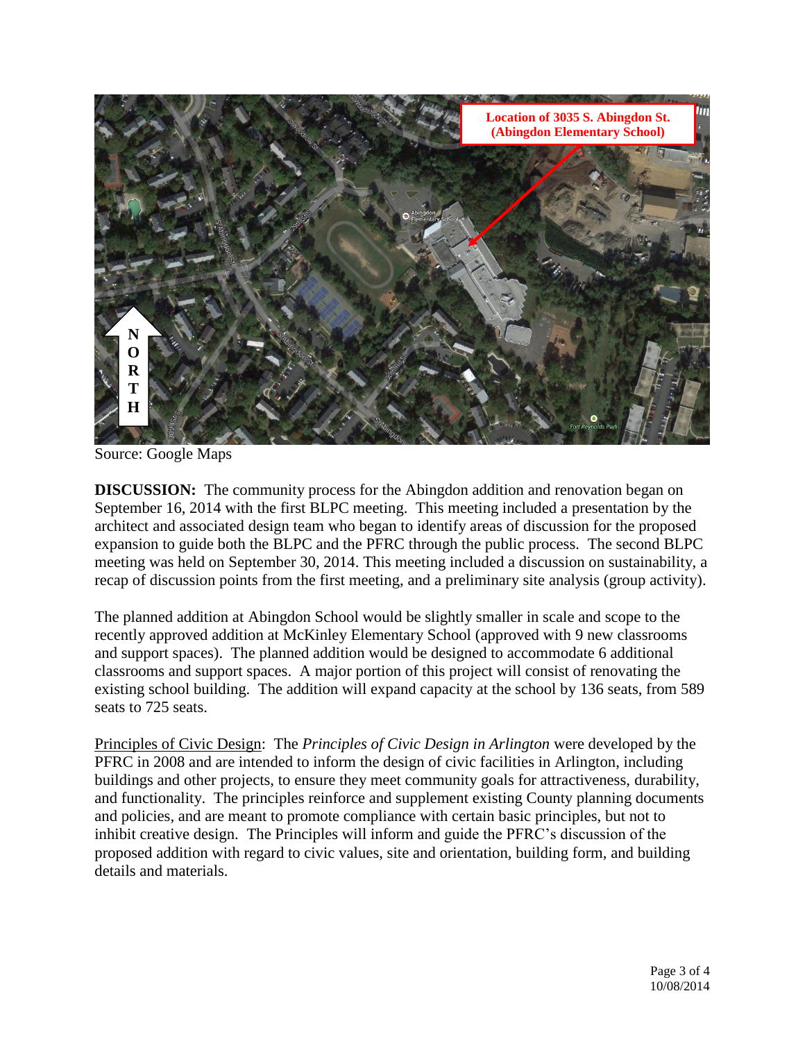Source: Google Maps

**DISCUSSION:** The community process for the Abingdon addition and renovation began on September 16, 2014 with the first BLPC meeting. This meeting included a presentation by the architect and associated design team who began to identify areas of discussion for the proposed expansion to guide both the BLPC and the PFRC through the public process. The second BLPC meeting was held on September 30, 2014. This meeting included a discussion on sustainability, a recap of discussion points from the first meeting, and a preliminary site analysis (group activity).

The planned addition at Abingdon School would be slightly smaller in scale and scope to the recently approved addition at McKinley Elementary School (approved with 9 new classrooms and support spaces). The planned addition would be designed to accommodate 6 additional classrooms and support spaces. A major portion of this project will consist of renovating the existing school building. The addition will expand capacity at the school by 136 seats, from 589 seats to 725 seats.

Principles of Civic Design: The *Principles of Civic Design in Arlington* were developed by the PFRC in 2008 and are intended to inform the design of civic facilities in Arlington, including buildings and other projects, to ensure they meet community goals for attractiveness, durability, and functionality. The principles reinforce and supplement existing County planning documents and policies, and are meant to promote compliance with certain basic principles, but not to inhibit creative design. The Principles will inform and guide the PFRC's discussion of the proposed addition with regard to civic values, site and orientation, building form, and building details and materials.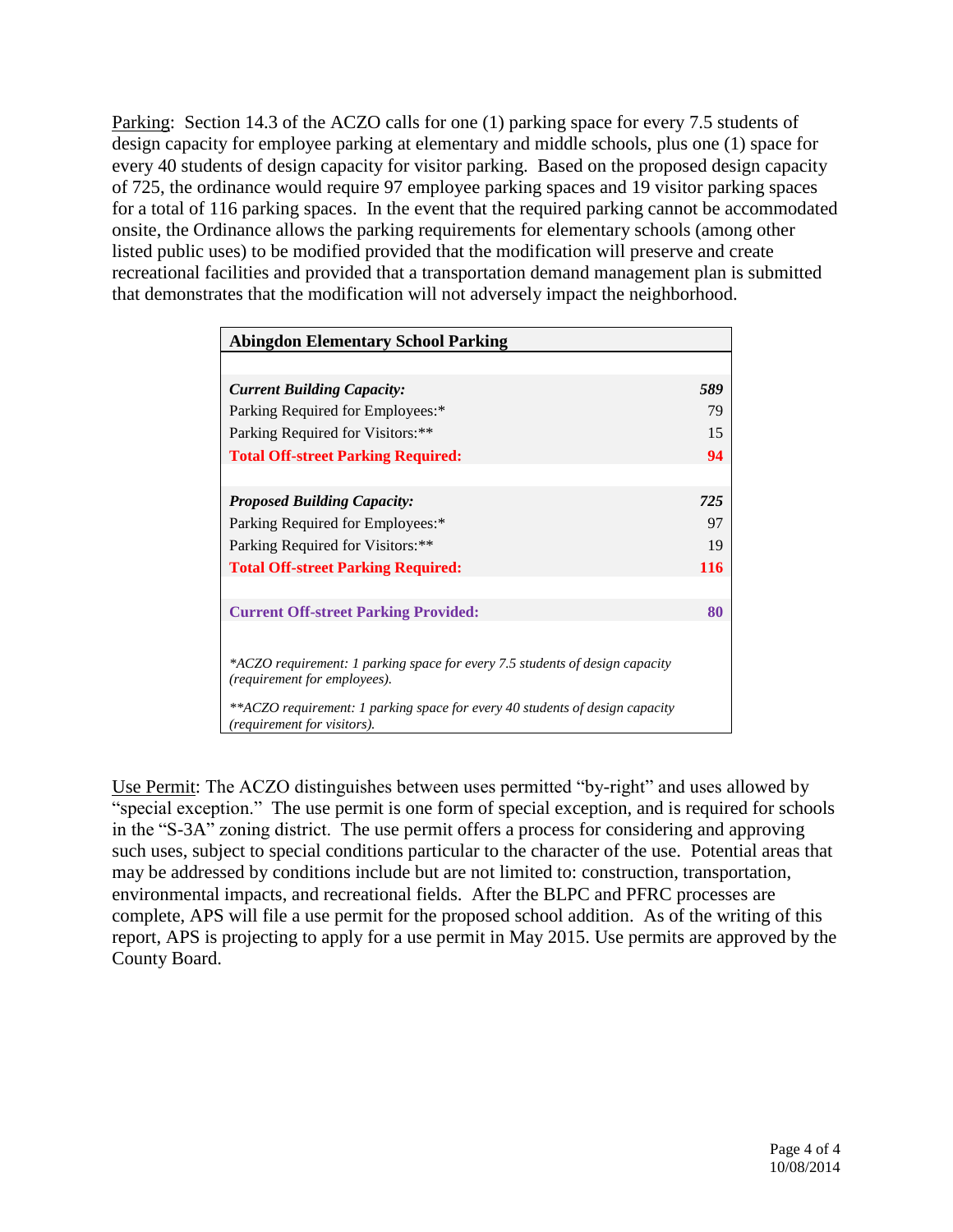Parking: Section 14.3 of the ACZO calls for one (1) parking space for every 7.5 students of design capacity for employee parking at elementary and middle schools, plus one (1) space for every 40 students of design capacity for visitor parking. Based on the proposed design capacity of 725, the ordinance would require 97 employee parking spaces and 19 visitor parking spaces for a total of 116 parking spaces. In the event that the required parking cannot be accommodated onsite, the Ordinance allows the parking requirements for elementary schools (among other listed public uses) to be modified provided that the modification will preserve and create recreational facilities and provided that a transportation demand management plan is submitted that demonstrates that the modification will not adversely impact the neighborhood.

| **Abingdon Elementary School Parking** | |
|---|---|
| ***Current Building Capacity:*** | ***589*** |
| Parking Required for Employees:* | 79 |
| Parking Required for Visitors:** | 15 |
| **Total Off-street Parking Required:** | **94** |
| ***Proposed Building Capacity:*** | ***725*** |
| Parking Required for Employees:* | 97 |
| Parking Required for Visitors:** | 19 |
| **Total Off-street Parking Required:** | **116** |
| **Current Off-street Parking Provided:** | **80** |

*\*ACZO requirement: 1 parking space for every 7.5 students of design capacity (requirement for employees).*

*\*\*ACZO requirement: 1 parking space for every 40 students of design capacity (requirement for visitors).*

Use Permit: The ACZO distinguishes between uses permitted "by-right" and uses allowed by "special exception." The use permit is one form of special exception, and is required for schools in the "S-3A" zoning district. The use permit offers a process for considering and approving such uses, subject to special conditions particular to the character of the use. Potential areas that may be addressed by conditions include but are not limited to: construction, transportation, environmental impacts, and recreational fields. After the BLPC and PFRC processes are complete, APS will file a use permit for the proposed school addition. As of the writing of this report, APS is projecting to apply for a use permit in May 2015. Use permits are approved by the County Board.

10/08/2014